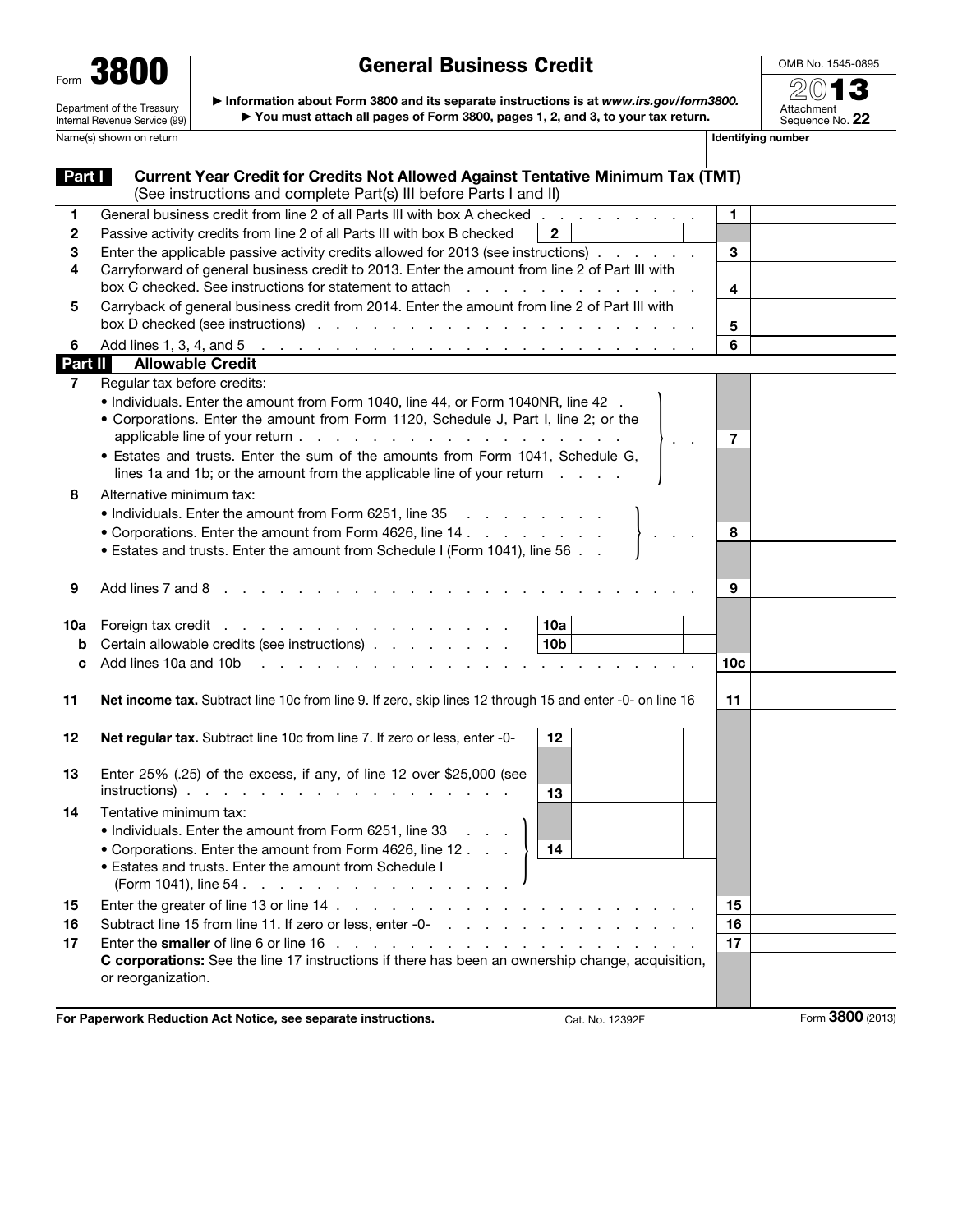Form **3800**

Department of the Treasury
Internal Revenue Service (99)

# General Business Credit

▶ Information about Form 3800 and its separate instructions is at *www.irs.gov/form3800*.
▶ You must attach all pages of Form 3800, pages 1, 2, and 3, to your tax return.

OMB No. 1545-0895

**2013**

Attachment Sequence No. **22**

Name(s) shown on return | Identifying number

## Part I — Current Year Credit for Credits Not Allowed Against Tentative Minimum Tax (TMT)

(See instructions and complete Part(s) III before Parts I and II)

| Line | Description | | | Line | Amount |
|---|---|---|---|---|---|
| 1 | General business credit from line 2 of all Parts III with box A checked | | | 1 | |
| 2 | Passive activity credits from line 2 of all Parts III with box B checked | 2 | | | |
| 3 | Enter the applicable passive activity credits allowed for 2013 (see instructions) | | | 3 | |
| 4 | Carryforward of general business credit to 2013. Enter the amount from line 2 of Part III with box C checked. See instructions for statement to attach | | | 4 | |
| 5 | Carryback of general business credit from 2014. Enter the amount from line 2 of Part III with box D checked (see instructions) | | | 5 | |
| 6 | Add lines 1, 3, 4, and 5 | | | 6 | |

## Part II — Allowable Credit

| Line | Description | | | Line | Amount |
|---|---|---|---|---|---|
| 7 | Regular tax before credits:<br>• Individuals. Enter the amount from Form 1040, line 44, or Form 1040NR, line 42<br>• Corporations. Enter the amount from Form 1120, Schedule J, Part I, line 2; or the applicable line of your return<br>• Estates and trusts. Enter the sum of the amounts from Form 1041, Schedule G, lines 1a and 1b; or the amount from the applicable line of your return | | | 7 | |
| 8 | Alternative minimum tax:<br>• Individuals. Enter the amount from Form 6251, line 35<br>• Corporations. Enter the amount from Form 4626, line 14<br>• Estates and trusts. Enter the amount from Schedule I (Form 1041), line 56 | | | 8 | |
| 9 | Add lines 7 and 8 | | | 9 | |
| 10a | Foreign tax credit | 10a | | | |
| b | Certain allowable credits (see instructions) | 10b | | | |
| c | Add lines 10a and 10b | | | 10c | |
| 11 | **Net income tax.** Subtract line 10c from line 9. If zero, skip lines 12 through 15 and enter -0- on line 16 | | | 11 | |
| 12 | **Net regular tax.** Subtract line 10c from line 7. If zero or less, enter -0- | 12 | | | |
| 13 | Enter 25% (.25) of the excess, if any, of line 12 over $25,000 (see instructions) | 13 | | | |
| 14 | Tentative minimum tax:<br>• Individuals. Enter the amount from Form 6251, line 33<br>• Corporations. Enter the amount from Form 4626, line 12<br>• Estates and trusts. Enter the amount from Schedule I (Form 1041), line 54 | 14 | | | |
| 15 | Enter the greater of line 13 or line 14 | | | 15 | |
| 16 | Subtract line 15 from line 11. If zero or less, enter -0- | | | 16 | |
| 17 | Enter the **smaller** of line 6 or line 16<br>**C corporations:** See the line 17 instructions if there has been an ownership change, acquisition, or reorganization. | | | 17 | |

**For Paperwork Reduction Act Notice, see separate instructions.** Cat. No. 12392F Form **3800** (2013)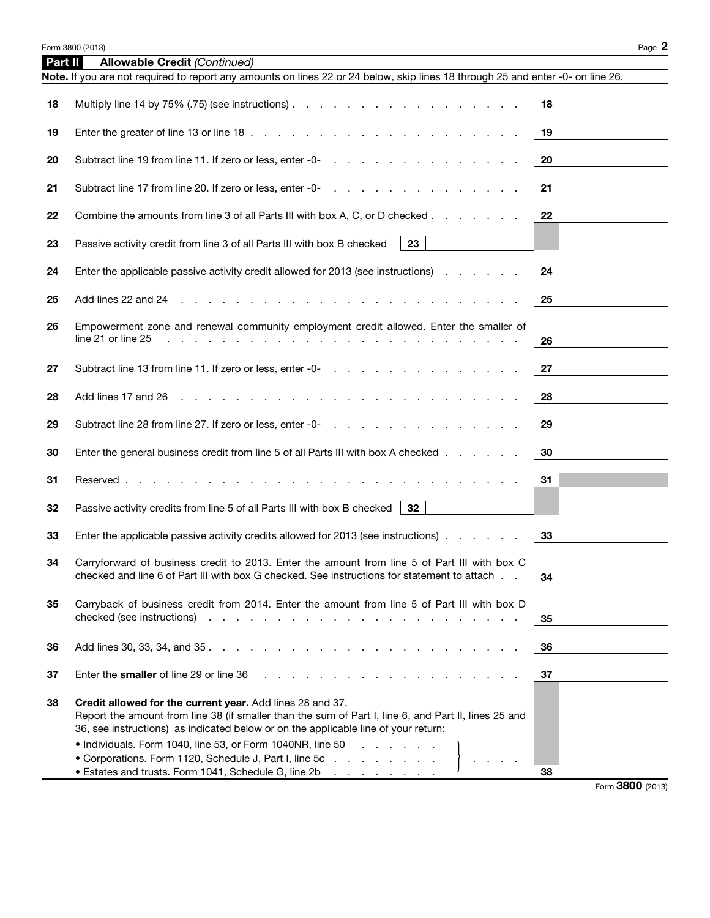## Part II Allowable Credit *(Continued)*

**Note.** If you are not required to report any amounts on lines 22 or 24 below, skip lines 18 through 25 and enter -0- on line 26.

| Line | Description | | |
|---|---|---|---|
| 18 | Multiply line 14 by 75% (.75) (see instructions) | 18 | |
| 19 | Enter the greater of line 13 or line 18 | 19 | |
| 20 | Subtract line 19 from line 11. If zero or less, enter -0- | 20 | |
| 21 | Subtract line 17 from line 20. If zero or less, enter -0- | 21 | |
| 22 | Combine the amounts from line 3 of all Parts III with box A, C, or D checked | 22 | |
| 23 | Passive activity credit from line 3 of all Parts III with box B checked — 23 | | |
| 24 | Enter the applicable passive activity credit allowed for 2013 (see instructions) | 24 | |
| 25 | Add lines 22 and 24 | 25 | |
| 26 | Empowerment zone and renewal community employment credit allowed. Enter the smaller of line 21 or line 25 | 26 | |
| 27 | Subtract line 13 from line 11. If zero or less, enter -0- | 27 | |
| 28 | Add lines 17 and 26 | 28 | |
| 29 | Subtract line 28 from line 27. If zero or less, enter -0- | 29 | |
| 30 | Enter the general business credit from line 5 of all Parts III with box A checked | 30 | |
| 31 | Reserved | 31 | |
| 32 | Passive activity credits from line 5 of all Parts III with box B checked — 32 | | |
| 33 | Enter the applicable passive activity credits allowed for 2013 (see instructions) | 33 | |
| 34 | Carryforward of business credit to 2013. Enter the amount from line 5 of Part III with box C checked and line 6 of Part III with box G checked. See instructions for statement to attach | 34 | |
| 35 | Carryback of business credit from 2014. Enter the amount from line 5 of Part III with box D checked (see instructions) | 35 | |
| 36 | Add lines 30, 33, 34, and 35 | 36 | |
| 37 | Enter the **smaller** of line 29 or line 36 | 37 | |
| 38 | **Credit allowed for the current year.** Add lines 28 and 37. Report the amount from line 38 (if smaller than the sum of Part I, line 6, and Part II, lines 25 and 36, see instructions) as indicated below or on the applicable line of your return:<br>• Individuals. Form 1040, line 53, or Form 1040NR, line 50<br>• Corporations. Form 1120, Schedule J, Part I, line 5c<br>• Estates and trusts. Form 1041, Schedule G, line 2b | 38 | |

Form **3800** (2013)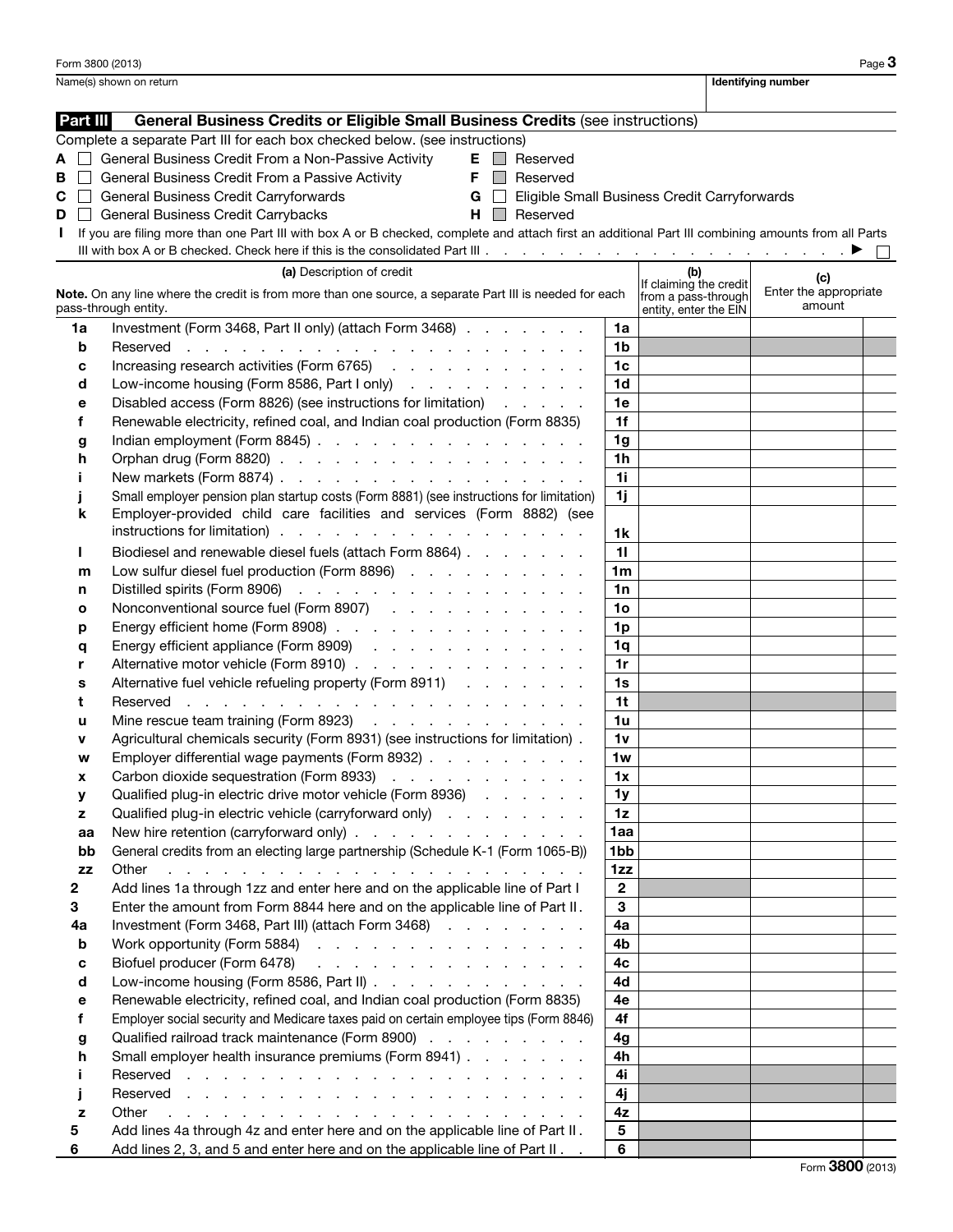Form 3800 (2013)

Name(s) shown on return | Identifying number

## Part III General Business Credits or Eligible Small Business Credits (see instructions)

Complete a separate Part III for each box checked below. (see instructions)

- **A** ☐ General Business Credit From a Non-Passive Activity
- **B** ☐ General Business Credit From a Passive Activity
- **C** ☐ General Business Credit Carryforwards
- **D** ☐ General Business Credit Carrybacks
- **E** ☐ Reserved
- **F** ☐ Reserved
- **G** ☐ Eligible Small Business Credit Carryforwards
- **H** ☐ Reserved

**I** If you are filing more than one Part III with box A or B checked, complete and attach first an additional Part III combining amounts from all Parts III with box A or B checked. Check here if this is the consolidated Part III . . . . ▶ ☐

| | (a) Description of credit<br>**Note.** On any line where the credit is from more than one source, a separate Part III is needed for each pass-through entity. | | (b) If claiming the credit from a pass-through entity, enter the EIN | (c) Enter the appropriate amount |
|---|---|---|---|---|
| 1a | Investment (Form 3468, Part II only) (attach Form 3468) | 1a | | |
| b | Reserved | 1b | | |
| c | Increasing research activities (Form 6765) | 1c | | |
| d | Low-income housing (Form 8586, Part I only) | 1d | | |
| e | Disabled access (Form 8826) (see instructions for limitation) | 1e | | |
| f | Renewable electricity, refined coal, and Indian coal production (Form 8835) | 1f | | |
| g | Indian employment (Form 8845) | 1g | | |
| h | Orphan drug (Form 8820) | 1h | | |
| i | New markets (Form 8874) | 1i | | |
| j | Small employer pension plan startup costs (Form 8881) (see instructions for limitation) | 1j | | |
| k | Employer-provided child care facilities and services (Form 8882) (see instructions for limitation) | 1k | | |
| l | Biodiesel and renewable diesel fuels (attach Form 8864) | 1l | | |
| m | Low sulfur diesel fuel production (Form 8896) | 1m | | |
| n | Distilled spirits (Form 8906) | 1n | | |
| o | Nonconventional source fuel (Form 8907) | 1o | | |
| p | Energy efficient home (Form 8908) | 1p | | |
| q | Energy efficient appliance (Form 8909) | 1q | | |
| r | Alternative motor vehicle (Form 8910) | 1r | | |
| s | Alternative fuel vehicle refueling property (Form 8911) | 1s | | |
| t | Reserved | 1t | | |
| u | Mine rescue team training (Form 8923) | 1u | | |
| v | Agricultural chemicals security (Form 8931) (see instructions for limitation) | 1v | | |
| w | Employer differential wage payments (Form 8932) | 1w | | |
| x | Carbon dioxide sequestration (Form 8933) | 1x | | |
| y | Qualified plug-in electric drive motor vehicle (Form 8936) | 1y | | |
| z | Qualified plug-in electric vehicle (carryforward only) | 1z | | |
| aa | New hire retention (carryforward only) | 1aa | | |
| bb | General credits from an electing large partnership (Schedule K-1 (Form 1065-B)) | 1bb | | |
| zz | Other | 1zz | | |
| 2 | Add lines 1a through 1zz and enter here and on the applicable line of Part I | 2 | | |
| 3 | Enter the amount from Form 8844 here and on the applicable line of Part II | 3 | | |
| 4a | Investment (Form 3468, Part III) (attach Form 3468) | 4a | | |
| b | Work opportunity (Form 5884) | 4b | | |
| c | Biofuel producer (Form 6478) | 4c | | |
| d | Low-income housing (Form 8586, Part II) | 4d | | |
| e | Renewable electricity, refined coal, and Indian coal production (Form 8835) | 4e | | |
| f | Employer social security and Medicare taxes paid on certain employee tips (Form 8846) | 4f | | |
| g | Qualified railroad track maintenance (Form 8900) | 4g | | |
| h | Small employer health insurance premiums (Form 8941) | 4h | | |
| i | Reserved | 4i | | |
| j | Reserved | 4j | | |
| z | Other | 4z | | |
| 5 | Add lines 4a through 4z and enter here and on the applicable line of Part II | 5 | | |
| 6 | Add lines 2, 3, and 5 and enter here and on the applicable line of Part II | 6 | | |

Form **3800** (2013)